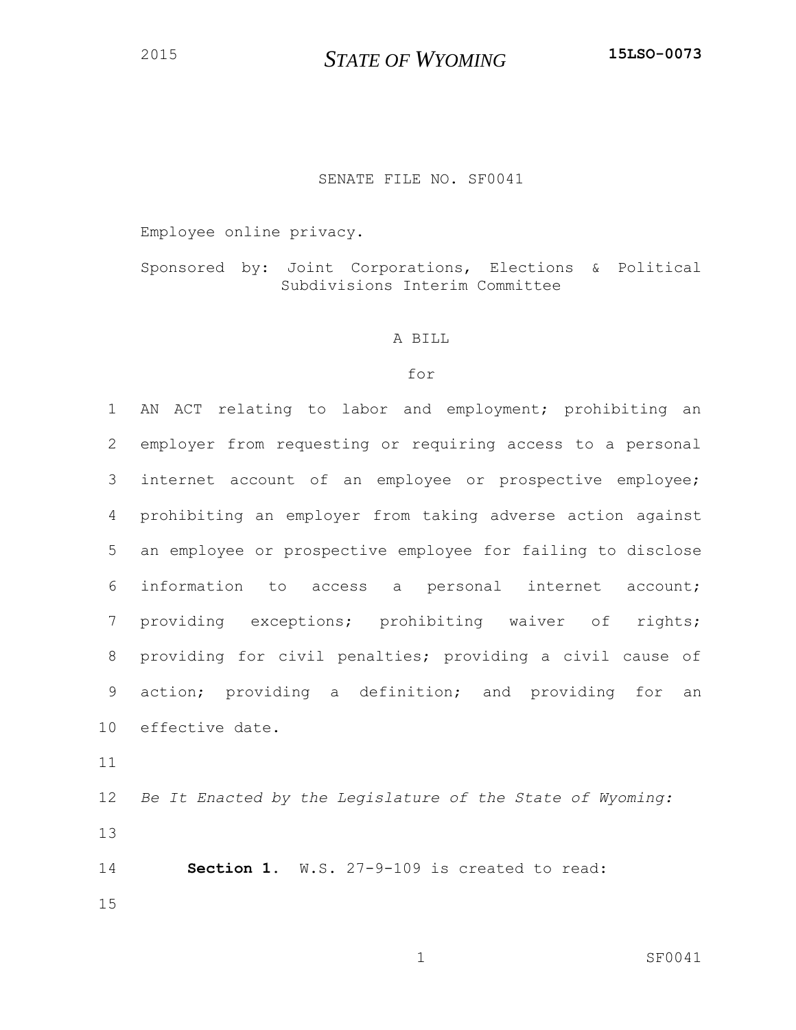2015 **STATE OF WYOMING** **15LSO-0073**

SENATE FILE NO. SF0041

Employee online privacy.

Sponsored by: Joint Corporations, Elections & Political Subdivisions Interim Committee

A BILL

for

1 AN ACT relating to labor and employment; prohibiting an
2 employer from requesting or requiring access to a personal
3 internet account of an employee or prospective employee;
4 prohibiting an employer from taking adverse action against
5 an employee or prospective employee for failing to disclose
6 information to access a personal internet account;
7 providing exceptions; prohibiting waiver of rights;
8 providing for civil penalties; providing a civil cause of
9 action; providing a definition; and providing for an
10 effective date.
11
12 *Be It Enacted by the Legislature of the State of Wyoming:*
13
14 **Section 1.** W.S. 27-9-109 is created to read:
15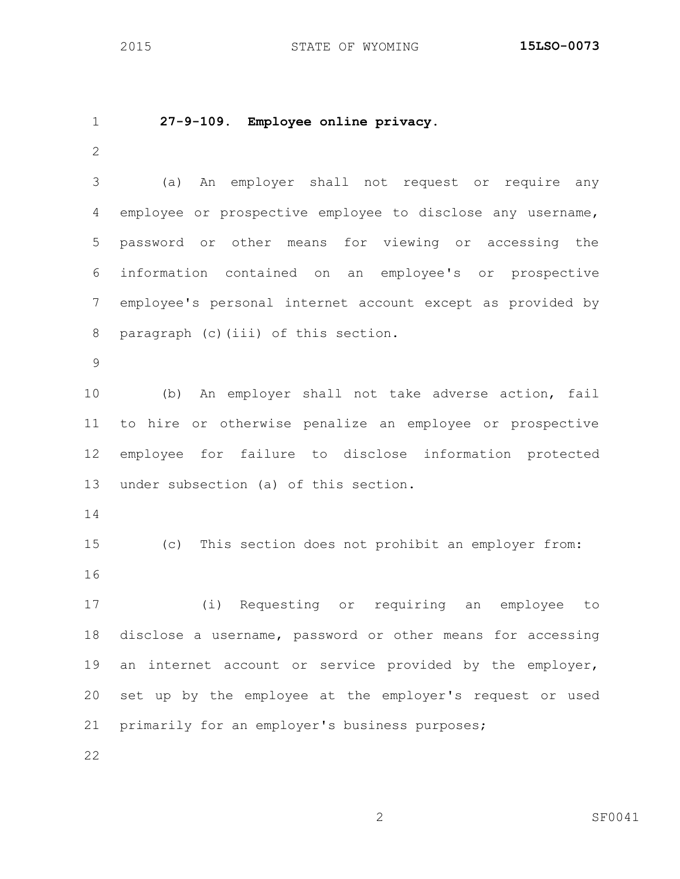**27-9-109. Employee online privacy.**

(a) An employer shall not request or require any employee or prospective employee to disclose any username, password or other means for viewing or accessing the information contained on an employee's or prospective employee's personal internet account except as provided by paragraph (c)(iii) of this section.

(b) An employer shall not take adverse action, fail to hire or otherwise penalize an employee or prospective employee for failure to disclose information protected under subsection (a) of this section.

(c) This section does not prohibit an employer from:

(i) Requesting or requiring an employee to disclose a username, password or other means for accessing an internet account or service provided by the employer, set up by the employee at the employer's request or used primarily for an employer's business purposes;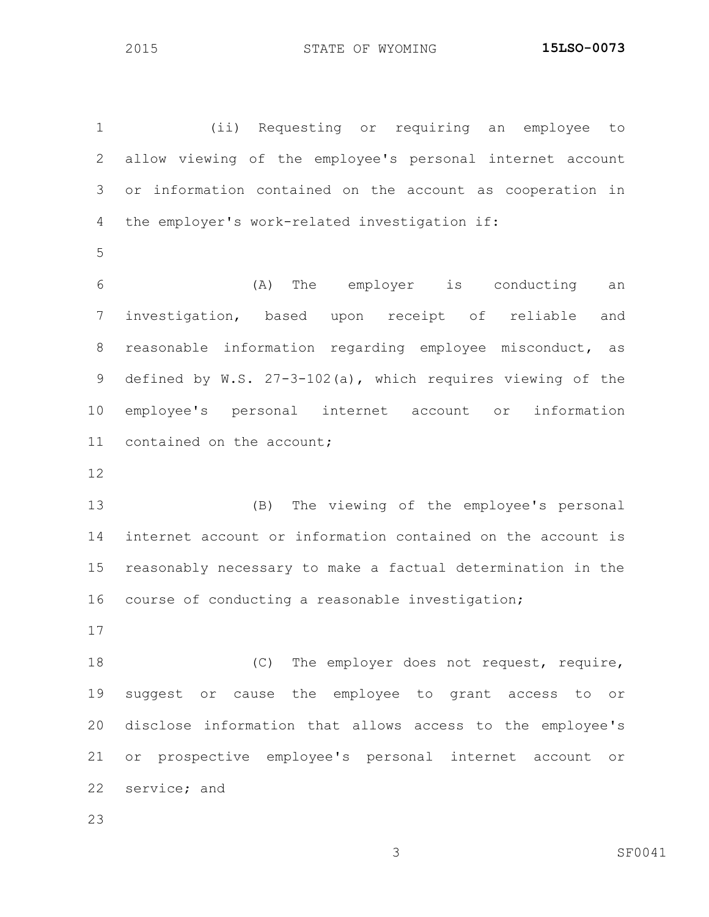(ii) Requesting or requiring an employee to allow viewing of the employee's personal internet account or information contained on the account as cooperation in the employer's work-related investigation if:

(A) The employer is conducting an investigation, based upon receipt of reliable and reasonable information regarding employee misconduct, as defined by W.S. 27-3-102(a), which requires viewing of the employee's personal internet account or information contained on the account;

(B) The viewing of the employee's personal internet account or information contained on the account is reasonably necessary to make a factual determination in the course of conducting a reasonable investigation;

(C) The employer does not request, require, suggest or cause the employee to grant access to or disclose information that allows access to the employee's or prospective employee's personal internet account or service; and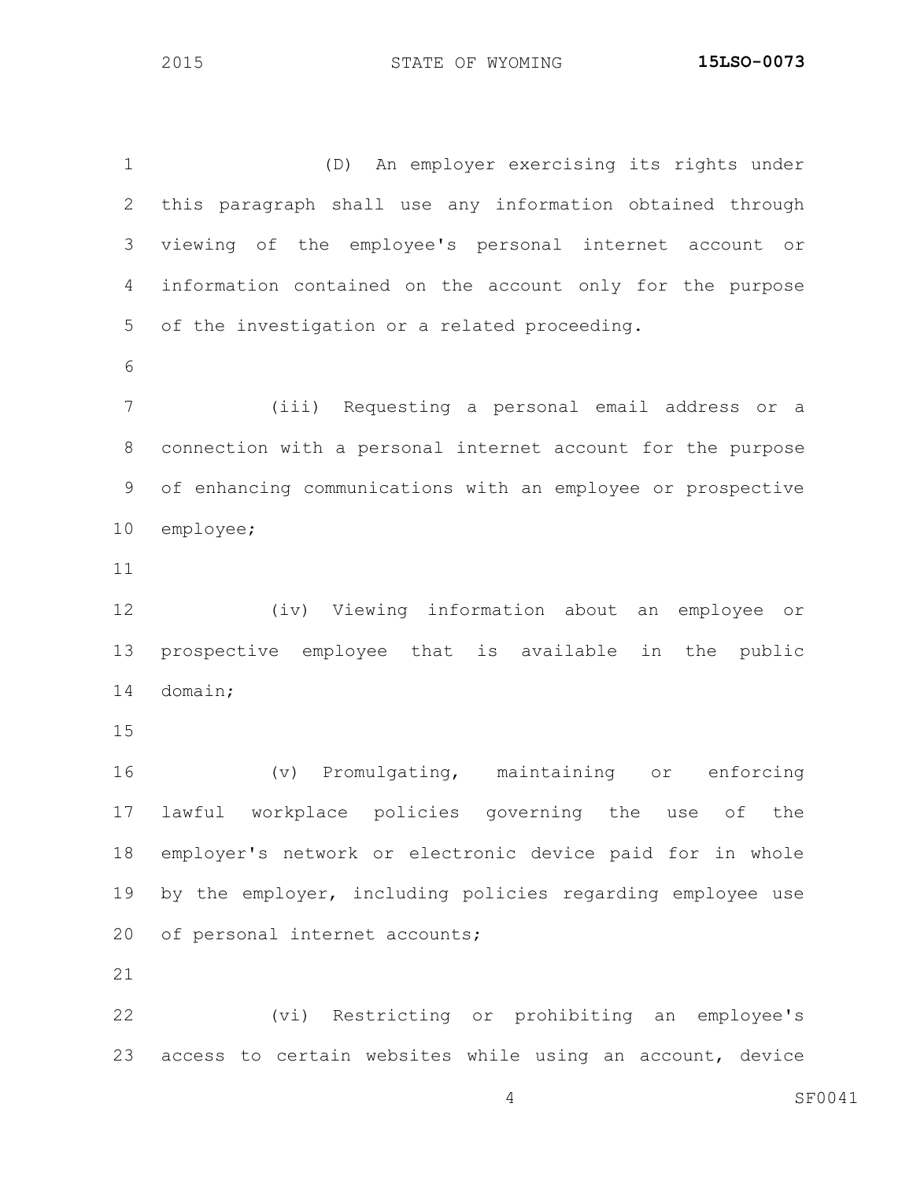(D) An employer exercising its rights under this paragraph shall use any information obtained through viewing of the employee's personal internet account or information contained on the account only for the purpose of the investigation or a related proceeding.

(iii) Requesting a personal email address or a connection with a personal internet account for the purpose of enhancing communications with an employee or prospective employee;

(iv) Viewing information about an employee or prospective employee that is available in the public domain;

(v) Promulgating, maintaining or enforcing lawful workplace policies governing the use of the employer's network or electronic device paid for in whole by the employer, including policies regarding employee use of personal internet accounts;

(vi) Restricting or prohibiting an employee's access to certain websites while using an account, device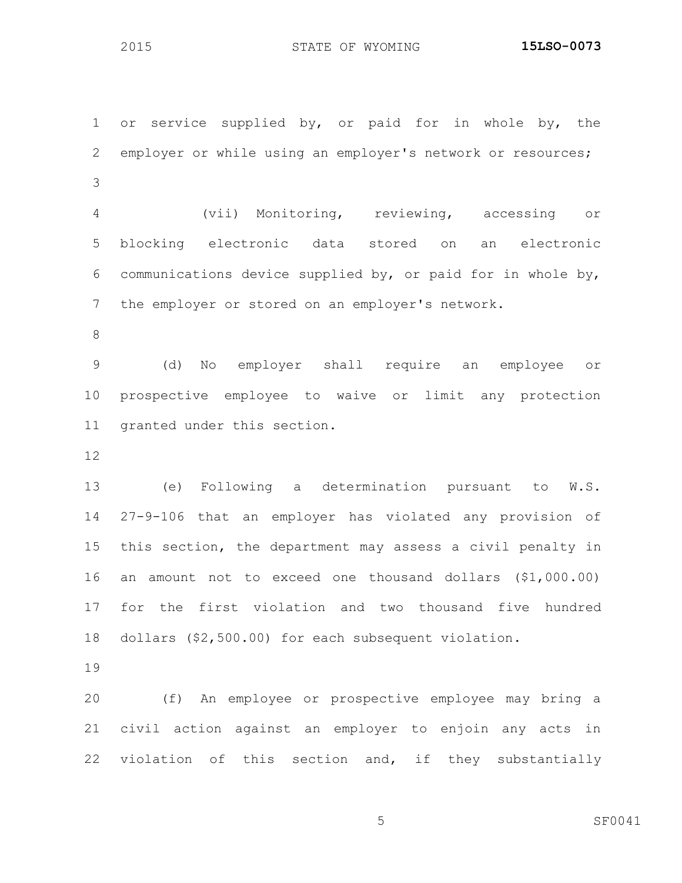or service supplied by, or paid for in whole by, the employer or while using an employer's network or resources;

(vii) Monitoring, reviewing, accessing or blocking electronic data stored on an electronic communications device supplied by, or paid for in whole by, the employer or stored on an employer's network.

(d) No employer shall require an employee or prospective employee to waive or limit any protection granted under this section.

(e) Following a determination pursuant to W.S. 27-9-106 that an employer has violated any provision of this section, the department may assess a civil penalty in an amount not to exceed one thousand dollars ($1,000.00) for the first violation and two thousand five hundred dollars ($2,500.00) for each subsequent violation.

(f) An employee or prospective employee may bring a civil action against an employer to enjoin any acts in violation of this section and, if they substantially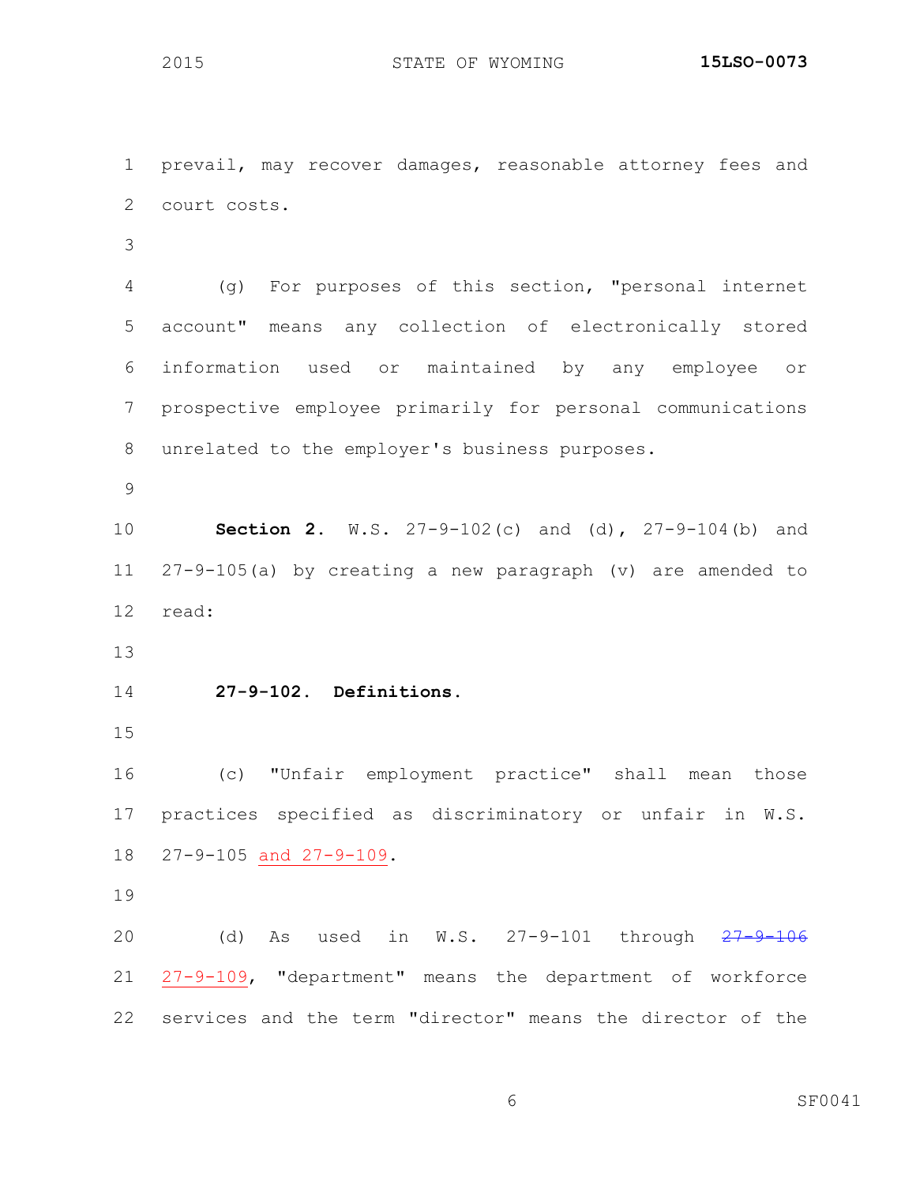prevail, may recover damages, reasonable attorney fees and court costs.

(g) For purposes of this section, "personal internet account" means any collection of electronically stored information used or maintained by any employee or prospective employee primarily for personal communications unrelated to the employer's business purposes.

**Section 2.** W.S. 27-9-102(c) and (d), 27-9-104(b) and 27-9-105(a) by creating a new paragraph (v) are amended to read:

**27-9-102. Definitions.**

(c) "Unfair employment practice" shall mean those practices specified as discriminatory or unfair in W.S. 27-9-105 and 27-9-109.

(d) As used in W.S. 27-9-101 through ~~27-9-106~~ 27-9-109, "department" means the department of workforce services and the term "director" means the director of the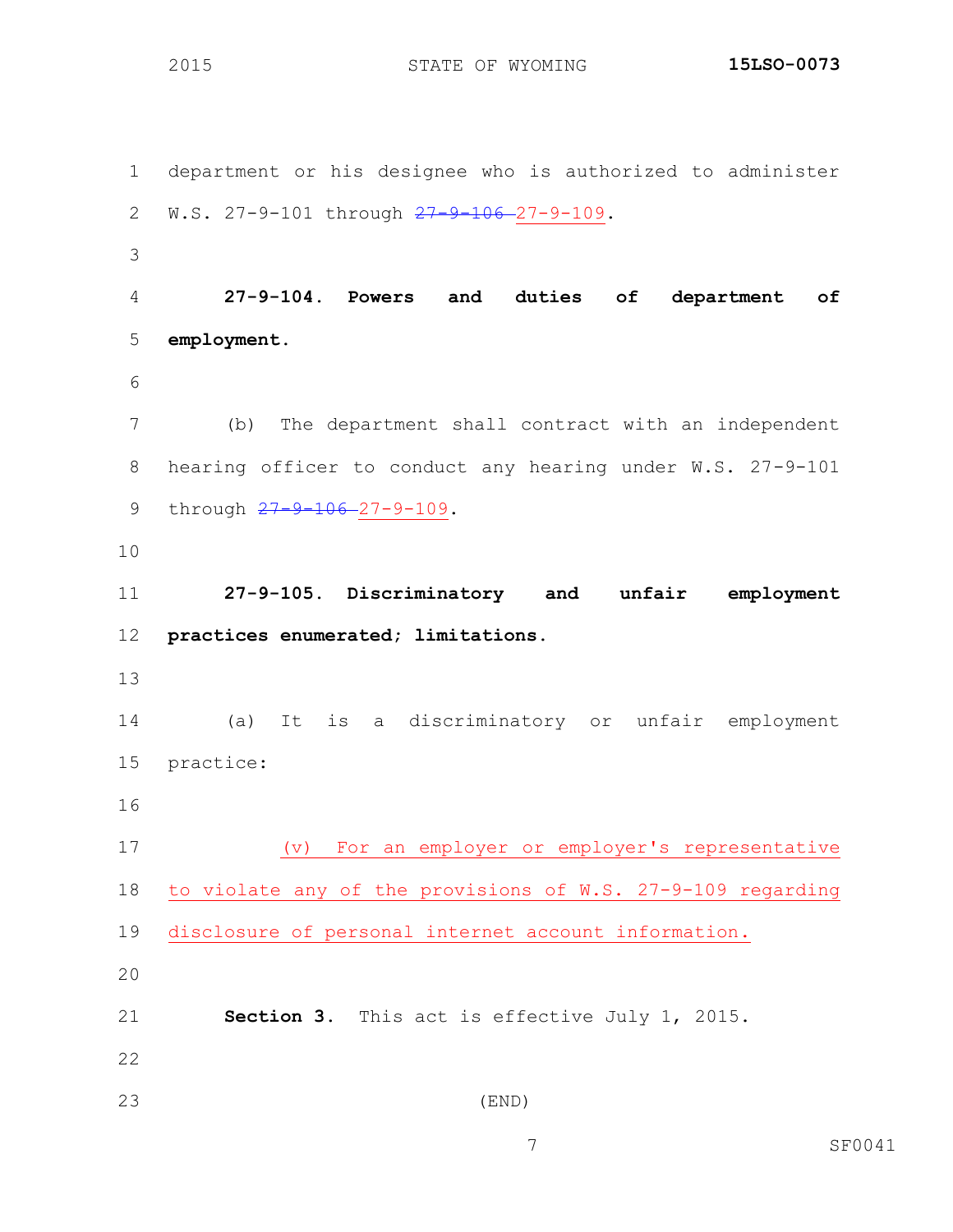department or his designee who is authorized to administer W.S. 27-9-101 through ~~27-9-106~~ 27-9-109.

**27-9-104. Powers and duties of department of employment.**

(b) The department shall contract with an independent hearing officer to conduct any hearing under W.S. 27-9-101 through ~~27-9-106~~ 27-9-109.

**27-9-105. Discriminatory and unfair employment practices enumerated; limitations.**

(a) It is a discriminatory or unfair employment practice:

(v) For an employer or employer's representative to violate any of the provisions of W.S. 27-9-109 regarding disclosure of personal internet account information.

**Section 3.** This act is effective July 1, 2015.

(END)